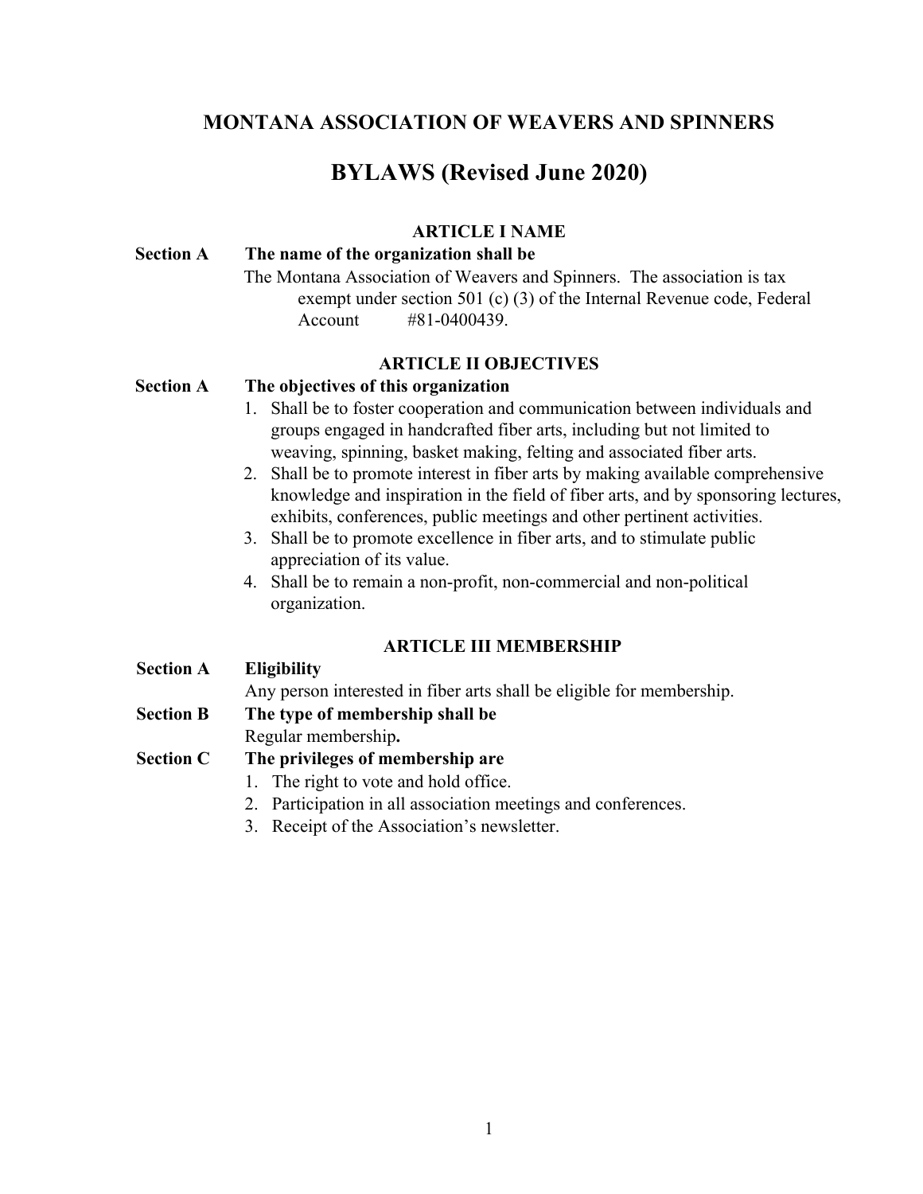# MONTANA ASSOCIATION OF WEAVERS AND SPINNERS

# BYLAWS (Revised June 2020)

## ARTICLE I NAME

**Section A The name of the organization shall be**

The Montana Association of Weavers and Spinners. The association is tax exempt under section 501 (c) (3) of the Internal Revenue code, Federal Account #81-0400439.

## ARTICLE II OBJECTIVES

**Section A The objectives of this organization**

1. Shall be to foster cooperation and communication between individuals and groups engaged in handcrafted fiber arts, including but not limited to weaving, spinning, basket making, felting and associated fiber arts.
2. Shall be to promote interest in fiber arts by making available comprehensive knowledge and inspiration in the field of fiber arts, and by sponsoring lectures, exhibits, conferences, public meetings and other pertinent activities.
3. Shall be to promote excellence in fiber arts, and to stimulate public appreciation of its value.
4. Shall be to remain a non-profit, non-commercial and non-political organization.

## ARTICLE III MEMBERSHIP

**Section A Eligibility**

Any person interested in fiber arts shall be eligible for membership.

**Section B The type of membership shall be**

Regular membership**.**

**Section C The privileges of membership are**

1. The right to vote and hold office.
2. Participation in all association meetings and conferences.
3. Receipt of the Association's newsletter.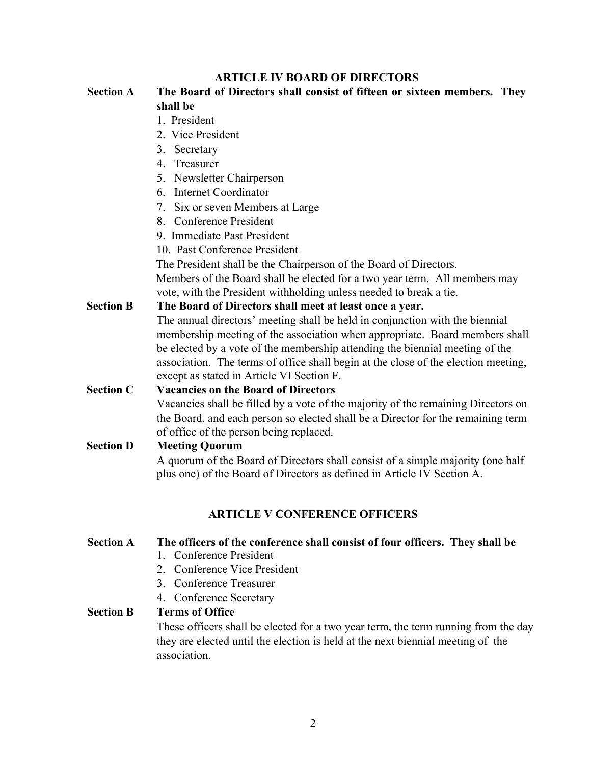## ARTICLE IV BOARD OF DIRECTORS

**Section A** **The Board of Directors shall consist of fifteen or sixteen members. They shall be**

1. President
2. Vice President
3. Secretary
4. Treasurer
5. Newsletter Chairperson
6. Internet Coordinator
7. Six or seven Members at Large
8. Conference President
9. Immediate Past President
10. Past Conference President

The President shall be the Chairperson of the Board of Directors.
Members of the Board shall be elected for a two year term. All members may vote, with the President withholding unless needed to break a tie.

**Section B** **The Board of Directors shall meet at least once a year.**

The annual directors' meeting shall be held in conjunction with the biennial membership meeting of the association when appropriate. Board members shall be elected by a vote of the membership attending the biennial meeting of the association. The terms of office shall begin at the close of the election meeting, except as stated in Article VI Section F.

**Section C** **Vacancies on the Board of Directors**

Vacancies shall be filled by a vote of the majority of the remaining Directors on the Board, and each person so elected shall be a Director for the remaining term of office of the person being replaced.

**Section D** **Meeting Quorum**

A quorum of the Board of Directors shall consist of a simple majority (one half plus one) of the Board of Directors as defined in Article IV Section A.

## ARTICLE V CONFERENCE OFFICERS

**Section A** **The officers of the conference shall consist of four officers. They shall be**

1. Conference President
2. Conference Vice President
3. Conference Treasurer
4. Conference Secretary

**Section B** **Terms of Office**

These officers shall be elected for a two year term, the term running from the day they are elected until the election is held at the next biennial meeting of the association.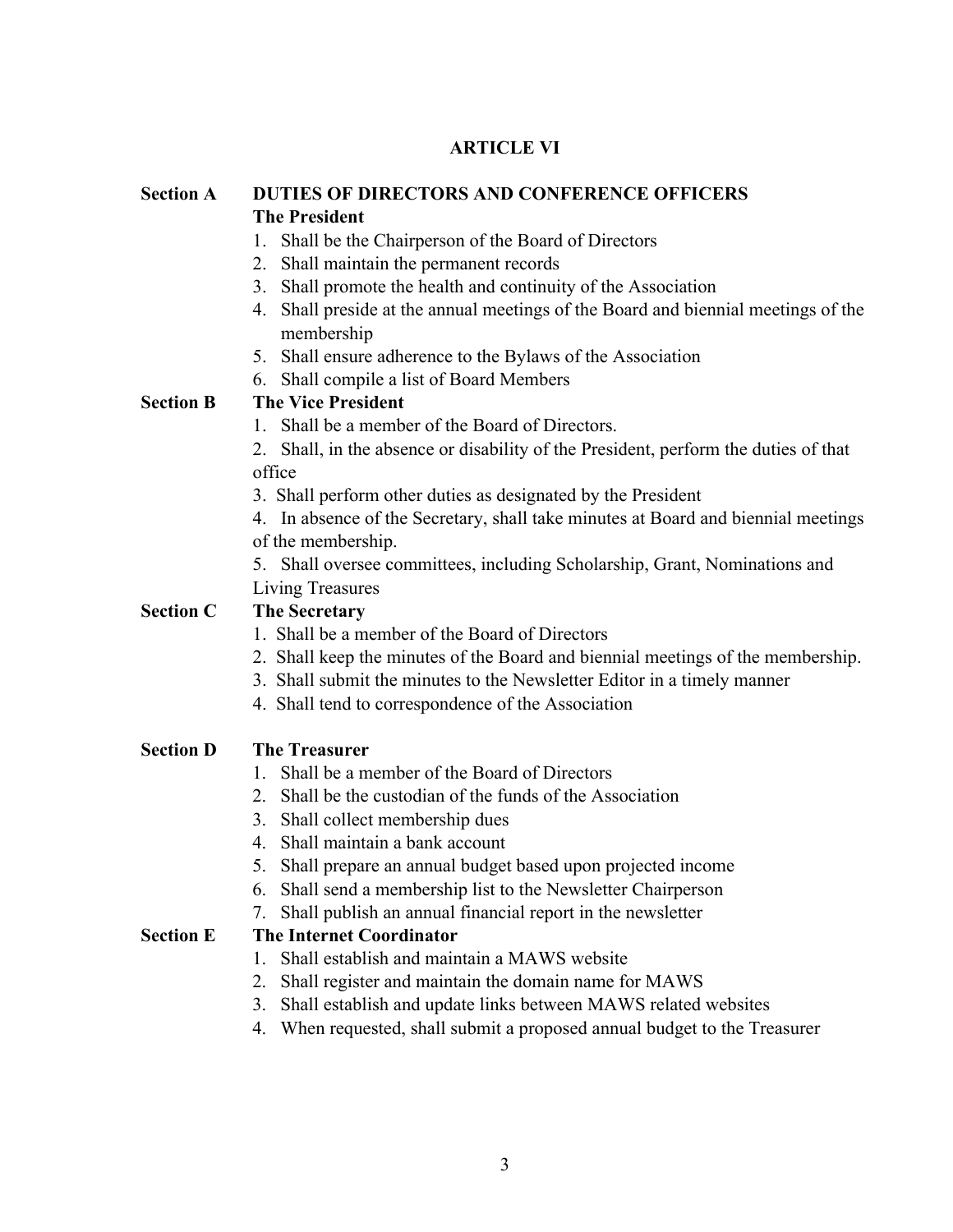## ARTICLE VI

**Section A DUTIES OF DIRECTORS AND CONFERENCE OFFICERS**

**The President**

1. Shall be the Chairperson of the Board of Directors
2. Shall maintain the permanent records
3. Shall promote the health and continuity of the Association
4. Shall preside at the annual meetings of the Board and biennial meetings of the membership
5. Shall ensure adherence to the Bylaws of the Association
6. Shall compile a list of Board Members

**Section B The Vice President**

1. Shall be a member of the Board of Directors.
2. Shall, in the absence or disability of the President, perform the duties of that office
3. Shall perform other duties as designated by the President
4. In absence of the Secretary, shall take minutes at Board and biennial meetings of the membership.
5. Shall oversee committees, including Scholarship, Grant, Nominations and Living Treasures

**Section C The Secretary**

1. Shall be a member of the Board of Directors
2. Shall keep the minutes of the Board and biennial meetings of the membership.
3. Shall submit the minutes to the Newsletter Editor in a timely manner
4. Shall tend to correspondence of the Association

**Section D The Treasurer**

1. Shall be a member of the Board of Directors
2. Shall be the custodian of the funds of the Association
3. Shall collect membership dues
4. Shall maintain a bank account
5. Shall prepare an annual budget based upon projected income
6. Shall send a membership list to the Newsletter Chairperson
7. Shall publish an annual financial report in the newsletter

**Section E The Internet Coordinator**

1. Shall establish and maintain a MAWS website
2. Shall register and maintain the domain name for MAWS
3. Shall establish and update links between MAWS related websites
4. When requested, shall submit a proposed annual budget to the Treasurer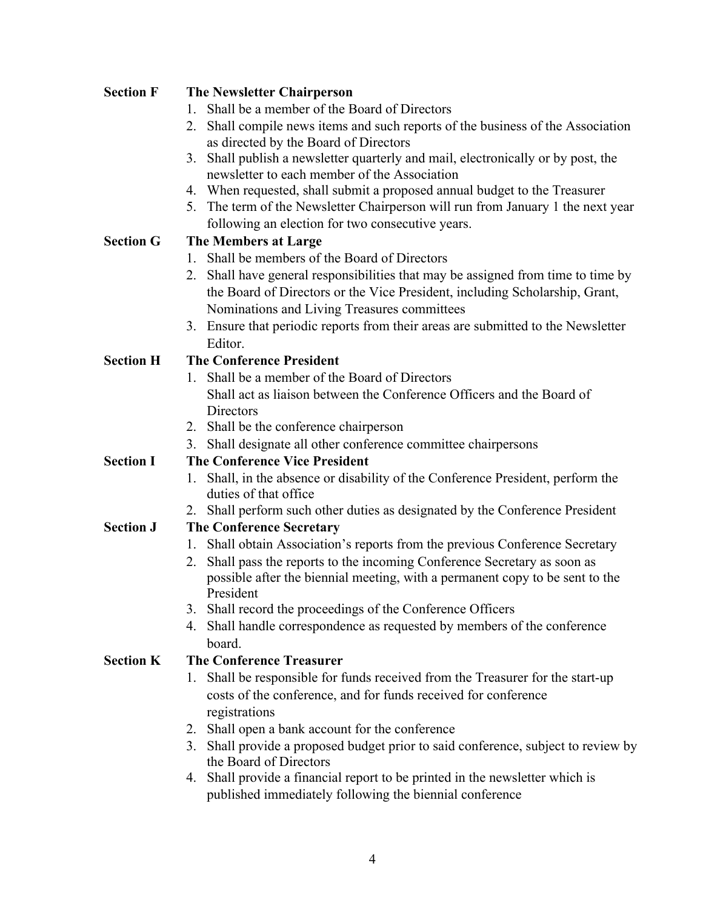**Section F The Newsletter Chairperson**

1. Shall be a member of the Board of Directors
2. Shall compile news items and such reports of the business of the Association as directed by the Board of Directors
3. Shall publish a newsletter quarterly and mail, electronically or by post, the newsletter to each member of the Association
4. When requested, shall submit a proposed annual budget to the Treasurer
5. The term of the Newsletter Chairperson will run from January 1 the next year following an election for two consecutive years.

**Section G The Members at Large**

1. Shall be members of the Board of Directors
2. Shall have general responsibilities that may be assigned from time to time by the Board of Directors or the Vice President, including Scholarship, Grant, Nominations and Living Treasures committees
3. Ensure that periodic reports from their areas are submitted to the Newsletter Editor.

**Section H The Conference President**

1. Shall be a member of the Board of Directors
   Shall act as liaison between the Conference Officers and the Board of Directors
2. Shall be the conference chairperson
3. Shall designate all other conference committee chairpersons

**Section I The Conference Vice President**

1. Shall, in the absence or disability of the Conference President, perform the duties of that office
2. Shall perform such other duties as designated by the Conference President

**Section J The Conference Secretary**

1. Shall obtain Association's reports from the previous Conference Secretary
2. Shall pass the reports to the incoming Conference Secretary as soon as possible after the biennial meeting, with a permanent copy to be sent to the President
3. Shall record the proceedings of the Conference Officers
4. Shall handle correspondence as requested by members of the conference board.

**Section K The Conference Treasurer**

1. Shall be responsible for funds received from the Treasurer for the start-up costs of the conference, and for funds received for conference registrations
2. Shall open a bank account for the conference
3. Shall provide a proposed budget prior to said conference, subject to review by the Board of Directors
4. Shall provide a financial report to be printed in the newsletter which is published immediately following the biennial conference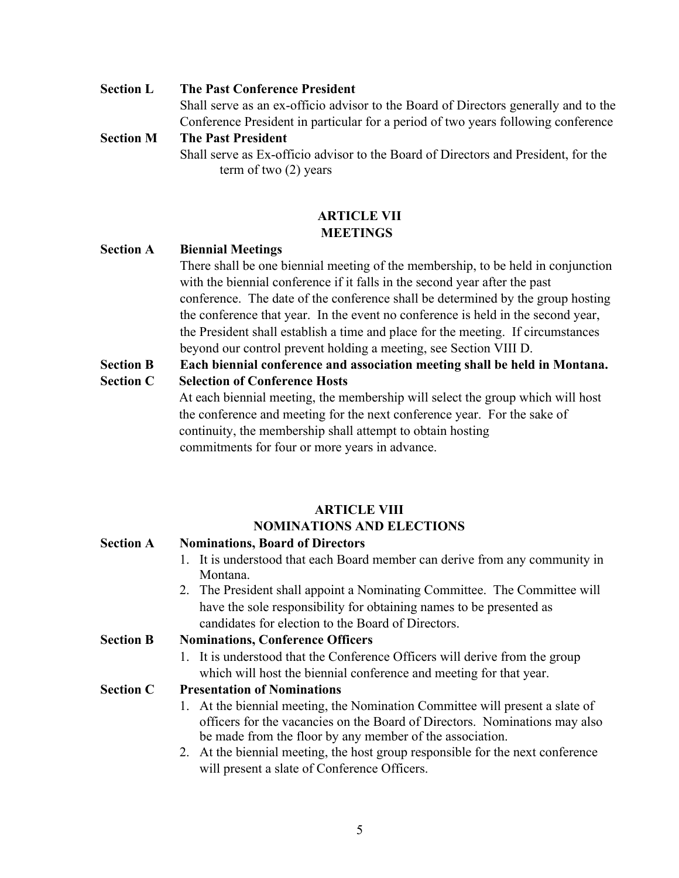**Section L** **The Past Conference President**

Shall serve as an ex-officio advisor to the Board of Directors generally and to the Conference President in particular for a period of two years following conference

**Section M** **The Past President**

Shall serve as Ex-officio advisor to the Board of Directors and President, for the term of two (2) years

## ARTICLE VII
## MEETINGS

**Section A** **Biennial Meetings**

There shall be one biennial meeting of the membership, to be held in conjunction with the biennial conference if it falls in the second year after the past conference. The date of the conference shall be determined by the group hosting the conference that year. In the event no conference is held in the second year, the President shall establish a time and place for the meeting. If circumstances beyond our control prevent holding a meeting, see Section VIII D.

**Section B** **Each biennial conference and association meeting shall be held in Montana.**

**Section C** **Selection of Conference Hosts**

At each biennial meeting, the membership will select the group which will host the conference and meeting for the next conference year. For the sake of continuity, the membership shall attempt to obtain hosting commitments for four or more years in advance.

## ARTICLE VIII
## NOMINATIONS AND ELECTIONS

**Section A** **Nominations, Board of Directors**

1. It is understood that each Board member can derive from any community in Montana.
2. The President shall appoint a Nominating Committee. The Committee will have the sole responsibility for obtaining names to be presented as candidates for election to the Board of Directors.

**Section B** **Nominations, Conference Officers**

1. It is understood that the Conference Officers will derive from the group which will host the biennial conference and meeting for that year.

**Section C** **Presentation of Nominations**

1. At the biennial meeting, the Nomination Committee will present a slate of officers for the vacancies on the Board of Directors. Nominations may also be made from the floor by any member of the association.
2. At the biennial meeting, the host group responsible for the next conference will present a slate of Conference Officers.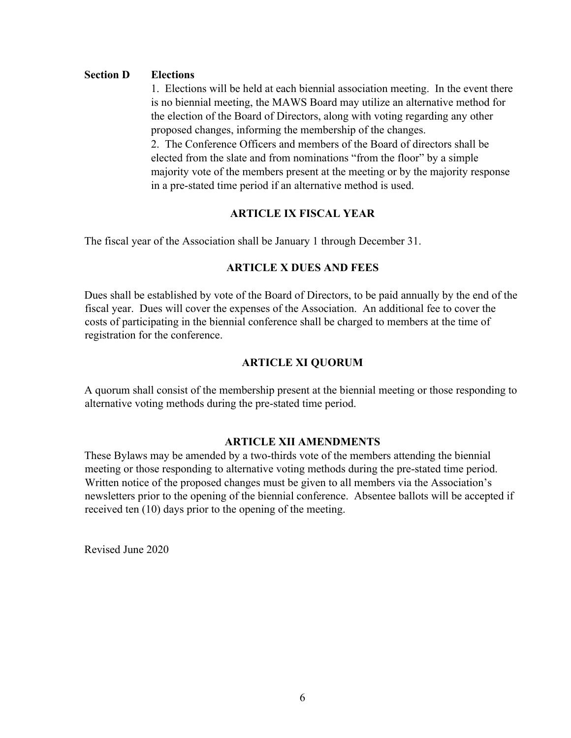**Section D Elections**

1. Elections will be held at each biennial association meeting. In the event there is no biennial meeting, the MAWS Board may utilize an alternative method for the election of the Board of Directors, along with voting regarding any other proposed changes, informing the membership of the changes.
2. The Conference Officers and members of the Board of directors shall be elected from the slate and from nominations "from the floor" by a simple majority vote of the members present at the meeting or by the majority response in a pre-stated time period if an alternative method is used.

## ARTICLE IX FISCAL YEAR

The fiscal year of the Association shall be January 1 through December 31.

## ARTICLE X DUES AND FEES

Dues shall be established by vote of the Board of Directors, to be paid annually by the end of the fiscal year. Dues will cover the expenses of the Association. An additional fee to cover the costs of participating in the biennial conference shall be charged to members at the time of registration for the conference.

## ARTICLE XI QUORUM

A quorum shall consist of the membership present at the biennial meeting or those responding to alternative voting methods during the pre-stated time period.

## ARTICLE XII AMENDMENTS

These Bylaws may be amended by a two-thirds vote of the members attending the biennial meeting or those responding to alternative voting methods during the pre-stated time period. Written notice of the proposed changes must be given to all members via the Association's newsletters prior to the opening of the biennial conference. Absentee ballots will be accepted if received ten (10) days prior to the opening of the meeting.

Revised June 2020